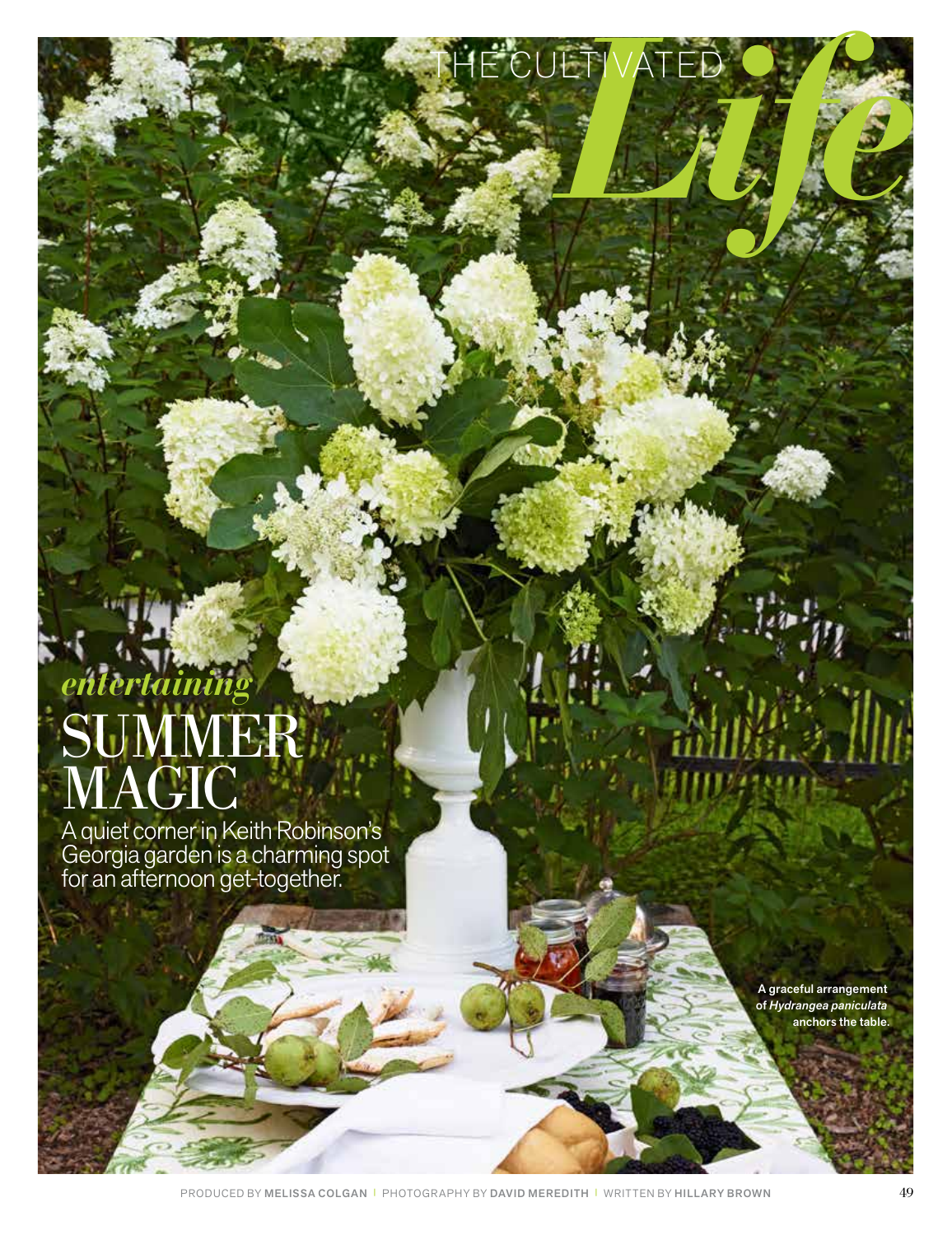THE CULTIVATED *Life*

*entertaining*

# SUMMER MAGIC

A quiet corner in Keith Robinson's Georgia garden is a charming spot for an afternoon get-together.

**A graceful arrangement of *Hydrangea paniculata* anchors the table.**

PRODUCED BY **MELISSA COLGAN** | PHOTOGRAPHY BY **DAVID MEREDITH** | WRITTEN BY **HILLARY BROWN**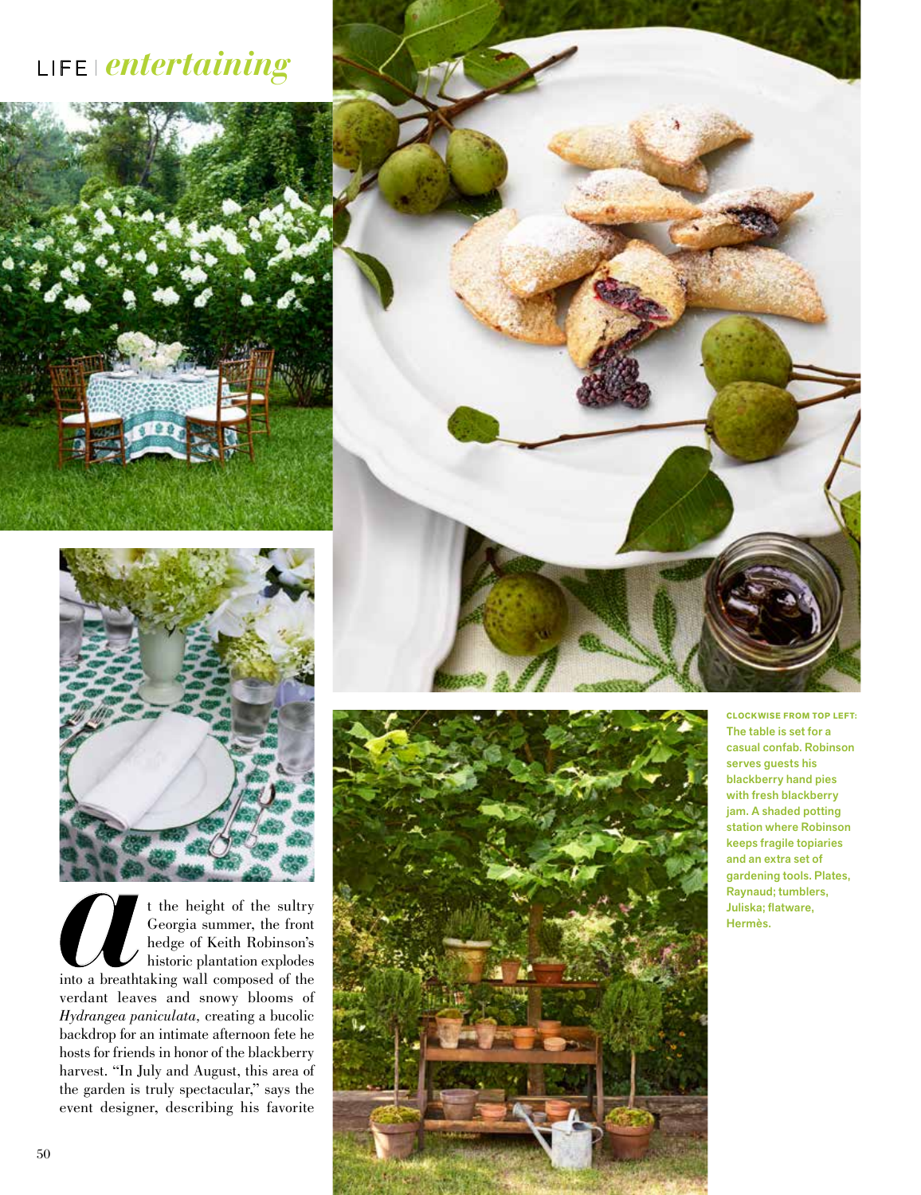**CLOCKWISE FROM TOP LEFT:** The table is set for a casual confab. Robinson serves guests his blackberry hand pies with fresh blackberry jam. A shaded potting station where Robinson keeps fragile topiaries and an extra set of gardening tools. Plates, Raynaud; tumblers, Juliska; flatware, Hermès.

At the height of the sultry Georgia summer, the front hedge of Keith Robinson's historic plantation explodes into a breathtaking wall composed of the verdant leaves and snowy blooms of *Hydrangea paniculata*, creating a bucolic backdrop for an intimate afternoon fete he hosts for friends in honor of the blackberry harvest. "In July and August, this area of the garden is truly spectacular," says the event designer, describing his favorite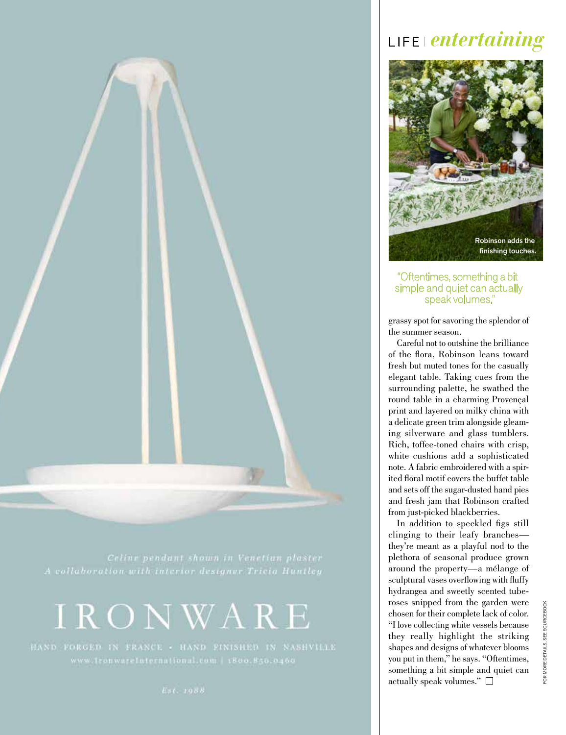Celine pendant shown in Venetian plaster
A collaboration with interior designer Tricia Huntley

IRONWARE

HAND FORGED IN FRANCE • HAND FINISHED IN NASHVILLE
www.IronwareInternational.com | 1800.850.0460

Est. 1988

LIFE | *entertaining*

Robinson adds the finishing touches.

"Oftentimes, something a bit simple and quiet can actually speak volumes."

grassy spot for savoring the splendor of the summer season.

Careful not to outshine the brilliance of the flora, Robinson leans toward fresh but muted tones for the casually elegant table. Taking cues from the surrounding palette, he swathed the round table in a charming Provençal print and layered on milky china with a delicate green trim alongside gleaming silverware and glass tumblers. Rich, toffee-toned chairs with crisp, white cushions add a sophisticated note. A fabric embroidered with a spirited floral motif covers the buffet table and sets off the sugar-dusted hand pies and fresh jam that Robinson crafted from just-picked blackberries.

In addition to speckled figs still clinging to their leafy branches—they're meant as a playful nod to the plethora of seasonal produce grown around the property—a mélange of sculptural vases overflowing with fluffy hydrangea and sweetly scented tuberoses snipped from the garden were chosen for their complete lack of color. "I love collecting white vessels because they really highlight the striking shapes and designs of whatever blooms you put in them," he says. "Oftentimes, something a bit simple and quiet can actually speak volumes." ☐

FOR MORE DETAILS, SEE SOURCEBOOK